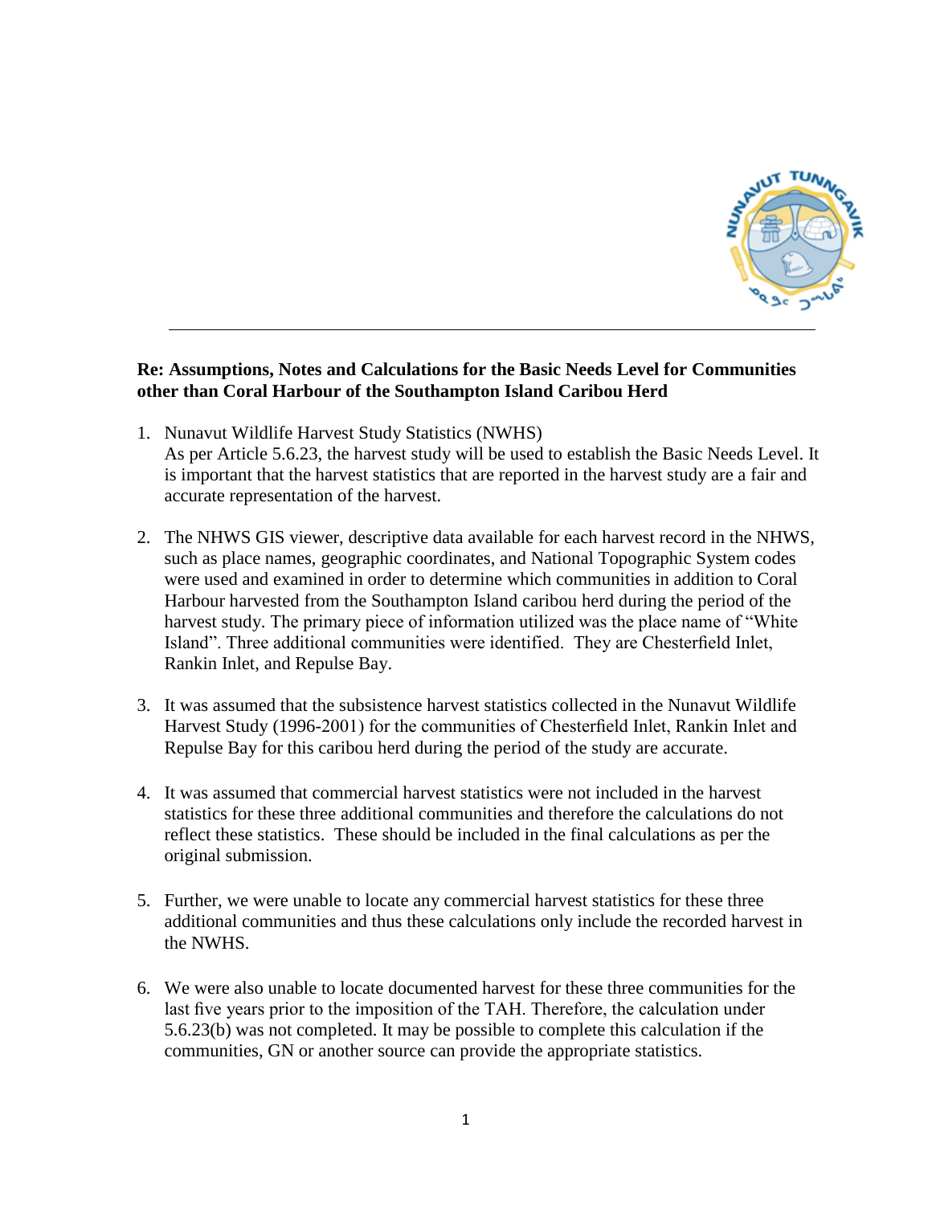**Re: Assumptions, Notes and Calculations for the Basic Needs Level for Communities other than Coral Harbour of the Southampton Island Caribou Herd**

1. Nunavut Wildlife Harvest Study Statistics (NWHS)
   As per Article 5.6.23, the harvest study will be used to establish the Basic Needs Level. It is important that the harvest statistics that are reported in the harvest study are a fair and accurate representation of the harvest.

2. The NHWS GIS viewer, descriptive data available for each harvest record in the NHWS, such as place names, geographic coordinates, and National Topographic System codes were used and examined in order to determine which communities in addition to Coral Harbour harvested from the Southampton Island caribou herd during the period of the harvest study. The primary piece of information utilized was the place name of "White Island". Three additional communities were identified. They are Chesterfield Inlet, Rankin Inlet, and Repulse Bay.

3. It was assumed that the subsistence harvest statistics collected in the Nunavut Wildlife Harvest Study (1996-2001) for the communities of Chesterfield Inlet, Rankin Inlet and Repulse Bay for this caribou herd during the period of the study are accurate.

4. It was assumed that commercial harvest statistics were not included in the harvest statistics for these three additional communities and therefore the calculations do not reflect these statistics. These should be included in the final calculations as per the original submission.

5. Further, we were unable to locate any commercial harvest statistics for these three additional communities and thus these calculations only include the recorded harvest in the NWHS.

6. We were also unable to locate documented harvest for these three communities for the last five years prior to the imposition of the TAH. Therefore, the calculation under 5.6.23(b) was not completed. It may be possible to complete this calculation if the communities, GN or another source can provide the appropriate statistics.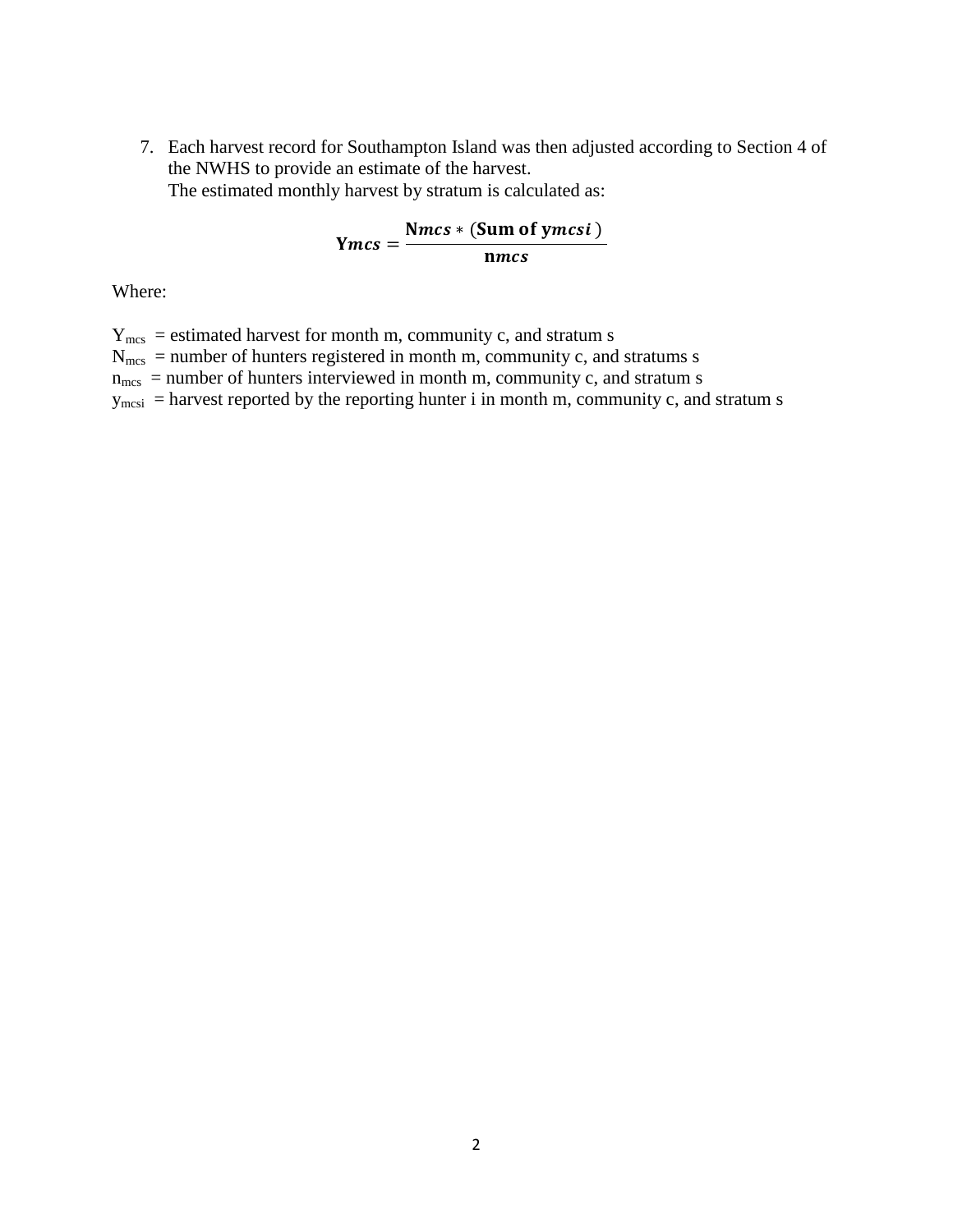7. Each harvest record for Southampton Island was then adjusted according to Section 4 of the NWHS to provide an estimate of the harvest.
   The estimated monthly harvest by stratum is calculated as:

$$\mathbf{Y}_{mcs} = \frac{\mathbf{N}_{mcs} * (\textbf{Sum of } \mathbf{y}_{mcsi})}{\mathbf{n}_{mcs}}$$

Where:

$Y_{mcs}$ = estimated harvest for month m, community c, and stratum s
$N_{mcs}$ = number of hunters registered in month m, community c, and stratums s
$n_{mcs}$ = number of hunters interviewed in month m, community c, and stratum s
$y_{mcsi}$ = harvest reported by the reporting hunter i in month m, community c, and stratum s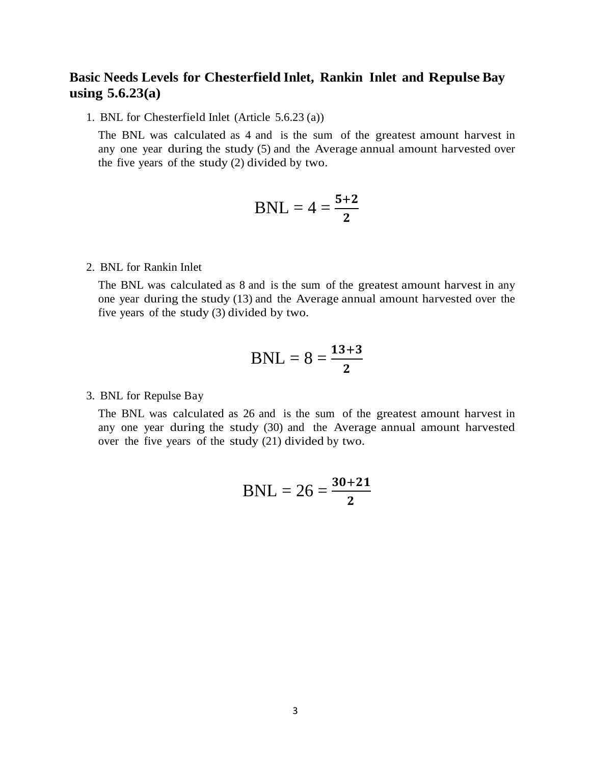## Basic Needs Levels for Chesterfield Inlet, Rankin Inlet and Repulse Bay using 5.6.23(a)

1. BNL for Chesterfield Inlet (Article 5.6.23 (a))

   The BNL was calculated as 4 and is the sum of the greatest amount harvest in any one year during the study (5) and the Average annual amount harvested over the five years of the study (2) divided by two.

$$\text{BNL} = 4 = \frac{\mathbf{5+2}}{\mathbf{2}}$$

2. BNL for Rankin Inlet

   The BNL was calculated as 8 and is the sum of the greatest amount harvest in any one year during the study (13) and the Average annual amount harvested over the five years of the study (3) divided by two.

$$\text{BNL} = 8 = \frac{\mathbf{13+3}}{\mathbf{2}}$$

3. BNL for Repulse Bay

   The BNL was calculated as 26 and is the sum of the greatest amount harvest in any one year during the study (30) and the Average annual amount harvested over the five years of the study (21) divided by two.

$$\text{BNL} = 26 = \frac{\mathbf{30+21}}{\mathbf{2}}$$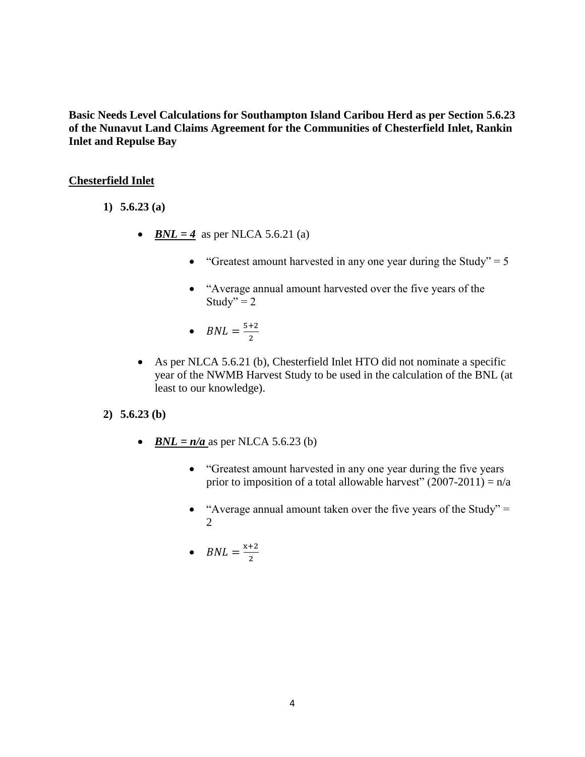**Basic Needs Level Calculations for Southampton Island Caribou Herd as per Section 5.6.23 of the Nunavut Land Claims Agreement for the Communities of Chesterfield Inlet, Rankin Inlet and Repulse Bay**

## Chesterfield Inlet

1) **5.6.23 (a)**

   - ***BNL = 4*** as per NLCA 5.6.21 (a)
     - "Greatest amount harvested in any one year during the Study" = 5
     - "Average annual amount harvested over the five years of the Study" = 2
     - $BNL = \frac{5+2}{2}$
   - As per NLCA 5.6.21 (b), Chesterfield Inlet HTO did not nominate a specific year of the NWMB Harvest Study to be used in the calculation of the BNL (at least to our knowledge).

2) **5.6.23 (b)**

   - ***BNL = n/a*** as per NLCA 5.6.23 (b)
     - "Greatest amount harvested in any one year during the five years prior to imposition of a total allowable harvest" (2007-2011) = n/a
     - "Average annual amount taken over the five years of the Study" = 2
     - $BNL = \frac{x+2}{2}$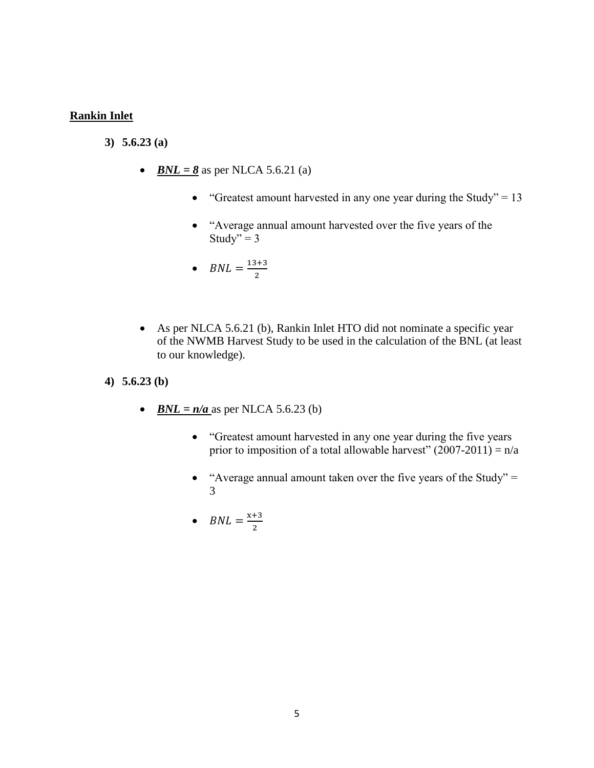## Rankin Inlet

3) **5.6.23 (a)**

- ***BNL = 8*** as per NLCA 5.6.21 (a)

    - "Greatest amount harvested in any one year during the Study" = 13
    - "Average annual amount harvested over the five years of the Study" = 3
    - $BNL = \frac{13+3}{2}$

- As per NLCA 5.6.21 (b), Rankin Inlet HTO did not nominate a specific year of the NWMB Harvest Study to be used in the calculation of the BNL (at least to our knowledge).

4) **5.6.23 (b)**

- ***BNL = n/a*** as per NLCA 5.6.23 (b)

    - "Greatest amount harvested in any one year during the five years prior to imposition of a total allowable harvest" (2007-2011) = n/a
    - "Average annual amount taken over the five years of the Study" = 3
    - $BNL = \frac{x+3}{2}$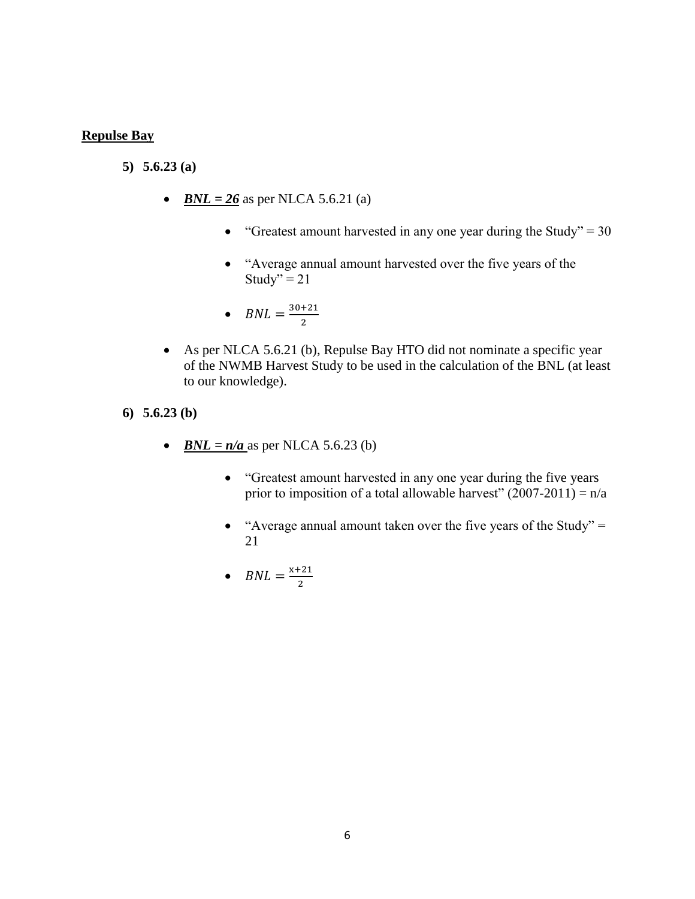**Repulse Bay**

**5) 5.6.23 (a)**

- ***BNL = 26*** as per NLCA 5.6.21 (a)

    - "Greatest amount harvested in any one year during the Study" = 30

    - "Average annual amount harvested over the five years of the Study" = 21

    - $BNL = \frac{30+21}{2}$

- As per NLCA 5.6.21 (b), Repulse Bay HTO did not nominate a specific year of the NWMB Harvest Study to be used in the calculation of the BNL (at least to our knowledge).

**6) 5.6.23 (b)**

- ***BNL = n/a*** as per NLCA 5.6.23 (b)

    - "Greatest amount harvested in any one year during the five years prior to imposition of a total allowable harvest" (2007-2011) = n/a

    - "Average annual amount taken over the five years of the Study" = 21

    - $BNL = \frac{x+21}{2}$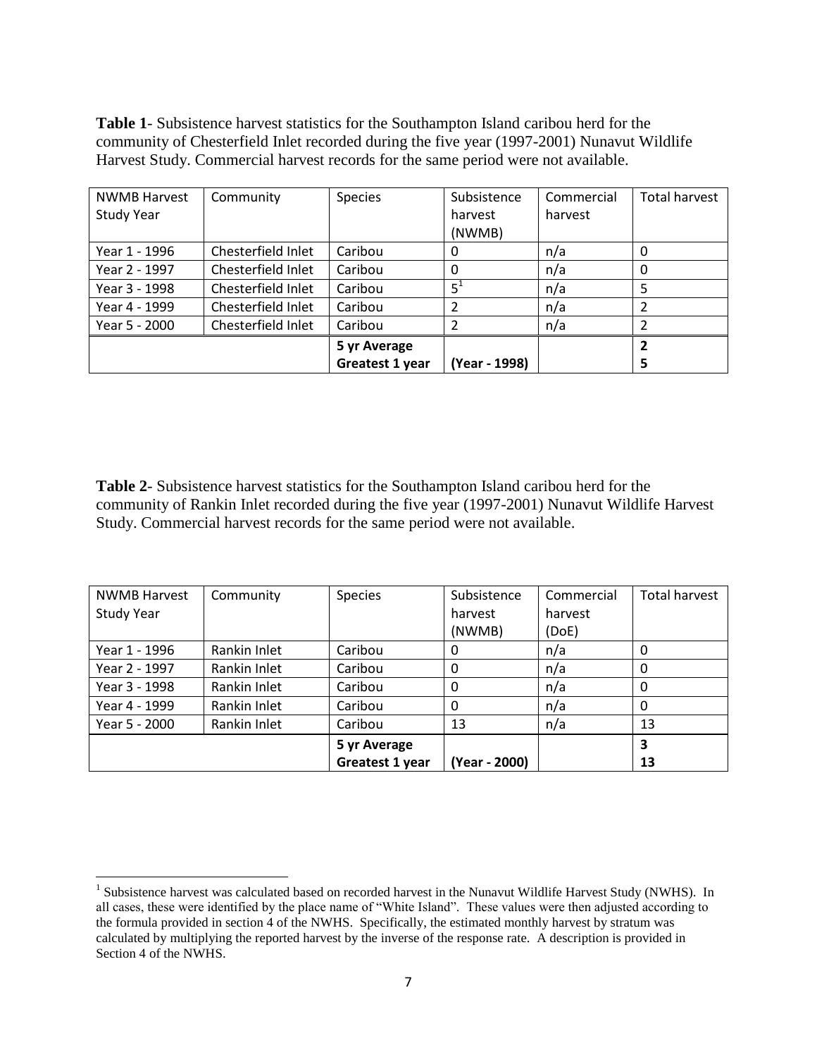**Table 1**- Subsistence harvest statistics for the Southampton Island caribou herd for the community of Chesterfield Inlet recorded during the five year (1997-2001) Nunavut Wildlife Harvest Study. Commercial harvest records for the same period were not available.

| NWMB Harvest Study Year | Community | Species | Subsistence harvest (NWMB) | Commercial harvest | Total harvest |
|---|---|---|---|---|---|
| Year 1 - 1996 | Chesterfield Inlet | Caribou | 0 | n/a | 0 |
| Year 2 - 1997 | Chesterfield Inlet | Caribou | 0 | n/a | 0 |
| Year 3 - 1998 | Chesterfield Inlet | Caribou | 5[1] | n/a | 5 |
| Year 4 - 1999 | Chesterfield Inlet | Caribou | 2 | n/a | 2 |
| Year 5 - 2000 | Chesterfield Inlet | Caribou | 2 | n/a | 2 |
| | | **5 yr Average** | | | **2** |
| | | **Greatest 1 year** | **(Year - 1998)** | | **5** |

**Table 2**- Subsistence harvest statistics for the Southampton Island caribou herd for the community of Rankin Inlet recorded during the five year (1997-2001) Nunavut Wildlife Harvest Study. Commercial harvest records for the same period were not available.

| NWMB Harvest Study Year | Community | Species | Subsistence harvest (NWMB) | Commercial harvest (DoE) | Total harvest |
|---|---|---|---|---|---|
| Year 1 - 1996 | Rankin Inlet | Caribou | 0 | n/a | 0 |
| Year 2 - 1997 | Rankin Inlet | Caribou | 0 | n/a | 0 |
| Year 3 - 1998 | Rankin Inlet | Caribou | 0 | n/a | 0 |
| Year 4 - 1999 | Rankin Inlet | Caribou | 0 | n/a | 0 |
| Year 5 - 2000 | Rankin Inlet | Caribou | 13 | n/a | 13 |
| | | **5 yr Average** | | | **3** |
| | | **Greatest 1 year** | **(Year - 2000)** | | **13** |

[1] Subsistence harvest was calculated based on recorded harvest in the Nunavut Wildlife Harvest Study (NWHS). In all cases, these were identified by the place name of "White Island". These values were then adjusted according to the formula provided in section 4 of the NWHS. Specifically, the estimated monthly harvest by stratum was calculated by multiplying the reported harvest by the inverse of the response rate. A description is provided in Section 4 of the NWHS.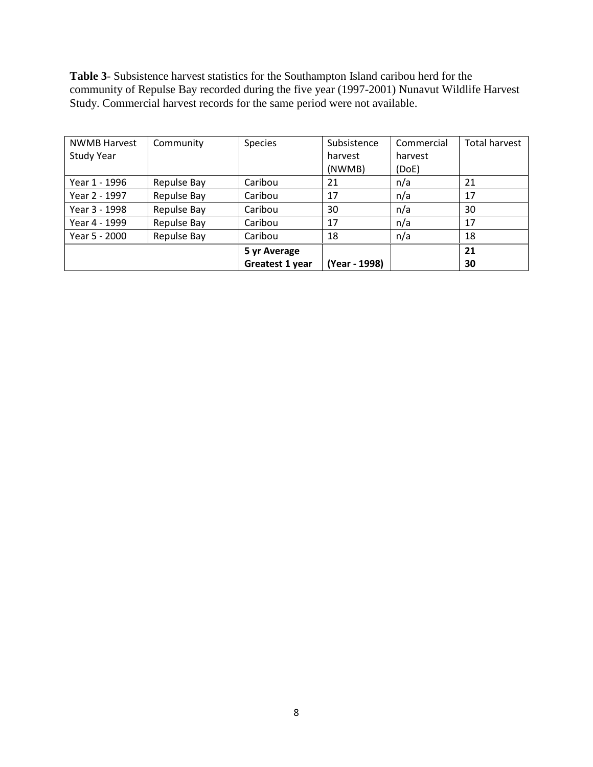**Table 3**- Subsistence harvest statistics for the Southampton Island caribou herd for the community of Repulse Bay recorded during the five year (1997-2001) Nunavut Wildlife Harvest Study. Commercial harvest records for the same period were not available.

| NWMB Harvest Study Year | Community | Species | Subsistence harvest (NWMB) | Commercial harvest (DoE) | Total harvest |
|---|---|---|---|---|---|
| Year 1 - 1996 | Repulse Bay | Caribou | 21 | n/a | 21 |
| Year 2 - 1997 | Repulse Bay | Caribou | 17 | n/a | 17 |
| Year 3 - 1998 | Repulse Bay | Caribou | 30 | n/a | 30 |
| Year 4 - 1999 | Repulse Bay | Caribou | 17 | n/a | 17 |
| Year 5 - 2000 | Repulse Bay | Caribou | 18 | n/a | 18 |
| | | **5 yr Average** | | | **21** |
| | | **Greatest 1 year** | **(Year - 1998)** | | **30** |